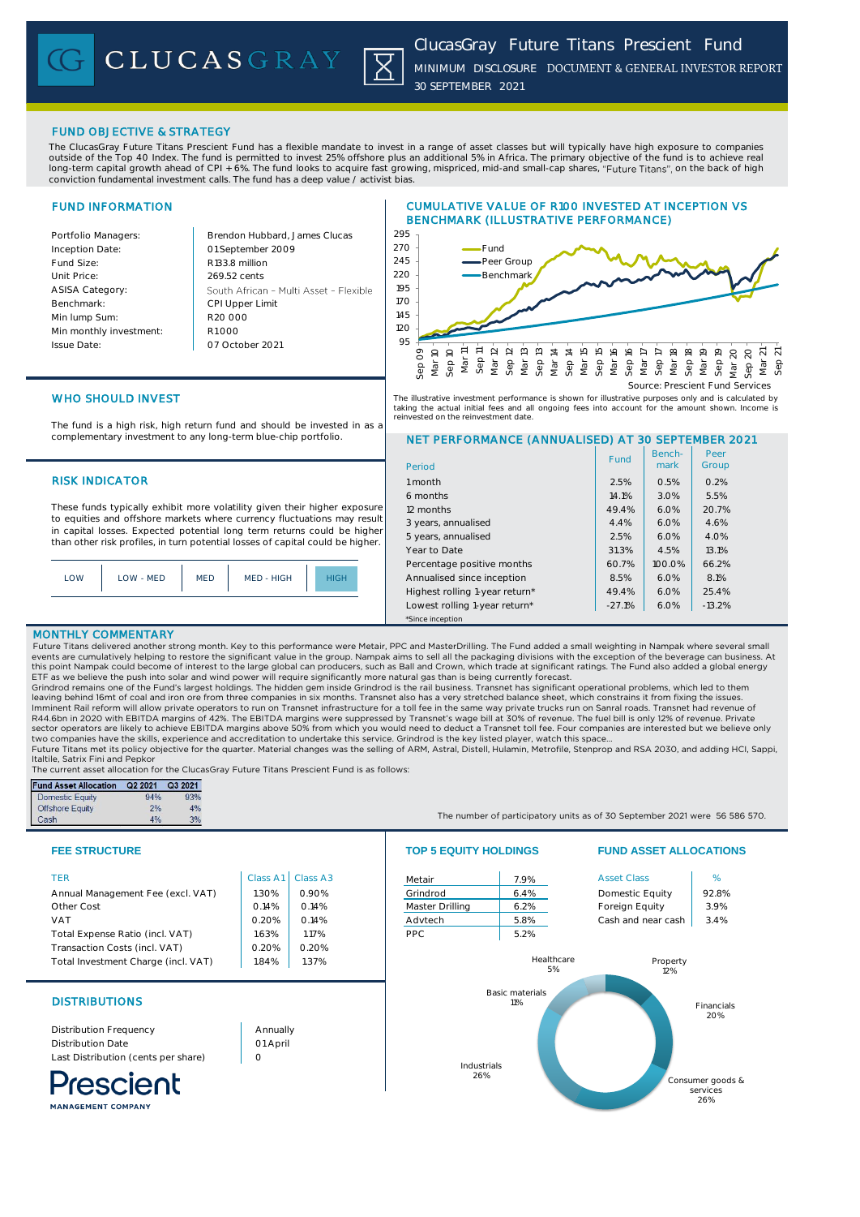# ClucasGray Future Titans Prescient Fund

MINIMUM DISCLOSURE DOCUMENT & GENERAL INVESTOR REPORT

30 SEPTEMBER 2021

## FUND OBJECTIVE & STRATEGY

The ClucasGray Future Titans Prescient Fund has a flexible mandate to invest in a range of asset classes but will typically have high exposure to companies outside of the Top 40 Index. The fund is permitted to invest 25% offshore plus an additional 5% in Africa. The primary objective of the fund is to achieve real long-term capital growth ahead of CPI + 6%. The fund looks to acquire fast growing, mispriced, mid-and small-cap shares, "Future Titans", on the back of high conviction fundamental investment calls. The fund has a deep value / activist bias.

## FUND INFORMATION

| | |
|---|---|
| Portfolio Managers: | Brendon Hubbard, James Clucas |
| Inception Date: | 01 September 2009 |
| Fund Size: | R133.8 million |
| Unit Price: | 269.52 cents |
| ASISA Category: | South African – Multi Asset – Flexible |
| Benchmark: | CPI Upper Limit |
| Min lump Sum: | R20 000 |
| Min monthly investment: | R1 000 |
| Issue Date: | 07 October 2021 |

## CUMULATIVE VALUE OF R100 INVESTED AT INCEPTION VS BENCHMARK (ILLUSTRATIVE PERFORMANCE)

Source: Prescient Fund Services

The illustrative investment performance is shown for illustrative purposes only and is calculated by taking the actual initial fees and all ongoing fees into account for the amount shown. Income is reinvested on the reinvestment date.

## WHO SHOULD INVEST

The fund is a high risk, high return fund and should be invested in as a complementary investment to any long-term blue-chip portfolio.

## RISK INDICATOR

These funds typically exhibit more volatility given their higher exposure to equities and offshore markets where currency fluctuations may result in capital losses. Expected potential long term returns could be higher than other risk profiles, in turn potential losses of capital could be higher.

LOW | LOW - MED | MED | MED - HIGH | **HIGH**

## NET PERFORMANCE (ANNUALISED) AT 30 SEPTEMBER 2021

| Period | Fund | Bench-mark | Peer Group |
|---|---|---|---|
| 1 month | 2.5% | 0.5% | 0.2% |
| 6 months | 14.1% | 3.0% | 5.5% |
| 12 months | 49.4% | 6.0% | 20.7% |
| 3 years, annualised | 4.4% | 6.0% | 4.6% |
| 5 years, annualised | 2.5% | 6.0% | 4.0% |
| Year to Date | 31.3% | 4.5% | 13.1% |
| Percentage positive months | 60.7% | 100.0% | 66.2% |
| Annualised since inception | 8.5% | 6.0% | 8.1% |
| Highest rolling 1-year return* | 49.4% | 6.0% | 25.4% |
| Lowest rolling 1-year return* | -27.1% | 6.0% | -13.2% |

*Since inception

## MONTHLY COMMENTARY

Future Titans delivered another strong month. Key to this performance were Metair, PPC and MasterDrilling. The Fund added a small weighting in Nampak where several small events are cumulatively helping to restore the significant value in the group. Nampak aims to sell all the packaging divisions with the exception of the beverage can business. At this point Nampak could become of interest to the large global can producers, such as Ball and Crown, which trade at significant ratings. The Fund also added a global energy ETF as we believe the push into solar and wind power will require significantly more natural gas than is being currently forecast.

Grindrod remains one of the Fund's largest holdings. The hidden gem inside Grindrod is the rail business. Transnet has significant operational problems, which led to them leaving behind 16mt of coal and iron ore from three companies in six months. Transnet also has a very stretched balance sheet, which constrains it from fixing the issues. Imminent Rail reform will allow private operators to run on Transnet infrastructure for a toll fee in the same way private trucks run on Sanral roads. Transnet had revenue of R44.6bn in 2020 with EBITDA margins of 42%. The EBITDA margins were suppressed by Transnet's wage bill at 30% of revenue. The fuel bill is only 12% of revenue. Private sector operators are likely to achieve EBITDA margins above 50% from which you would need to deduct a Transnet toll fee. Four companies are interested but we believe only two companies have the skills, experience and accreditation to undertake this service. Grindrod is the key listed player, watch this space…

Future Titans met its policy objective for the quarter. Material changes was the selling of ARM, Astral, Distell, Hulamin, Metrofile, Stenprop and RSA 2030, and adding HCI, Sappi, Italtile, Satrix Fini and Pepkor

The current asset allocation for the ClucasGray Future Titans Prescient Fund is as follows:

| Fund Asset Allocation | Q2 2021 | Q3 2021 |
|---|---|---|
| Domestic Equity | 94% | 93% |
| Offshore Equity | 2% | 4% |
| Cash | 4% | 3% |

The number of participatory units as of 30 September 2021 were 56 586 570.

## FEE STRUCTURE

| TER | Class A1 | Class A3 |
|---|---|---|
| Annual Management Fee (excl. VAT) | 1.30% | 0.90% |
| Other Cost | 0.14% | 0.14% |
| VAT | 0.20% | 0.14% |
| Total Expense Ratio (incl. VAT) | 1.63% | 1.17% |
| Transaction Costs (incl. VAT) | 0.20% | 0.20% |
| Total Investment Charge (incl. VAT) | 1.84% | 1.37% |

## TOP 5 EQUITY HOLDINGS

| | |
|---|---|
| Metair | 7.9% |
| Grindrod | 6.4% |
| Master Drilling | 6.2% |
| Advtech | 5.8% |
| PPC | 5.2% |

## FUND ASSET ALLOCATIONS

| Asset Class | % |
|---|---|
| Domestic Equity | 92.8% |
| Foreign Equity | 3.9% |
| Cash and near cash | 3.4% |

Healthcare 5%; Property 12%; Financials 20%; Consumer goods & services 26%; Industrials 26%; Basic materials 11%

## DISTRIBUTIONS

| | |
|---|---|
| Distribution Frequency | Annually |
| Distribution Date | 01 April |
| Last Distribution (cents per share) | 0 |

Prescient MANAGEMENT COMPANY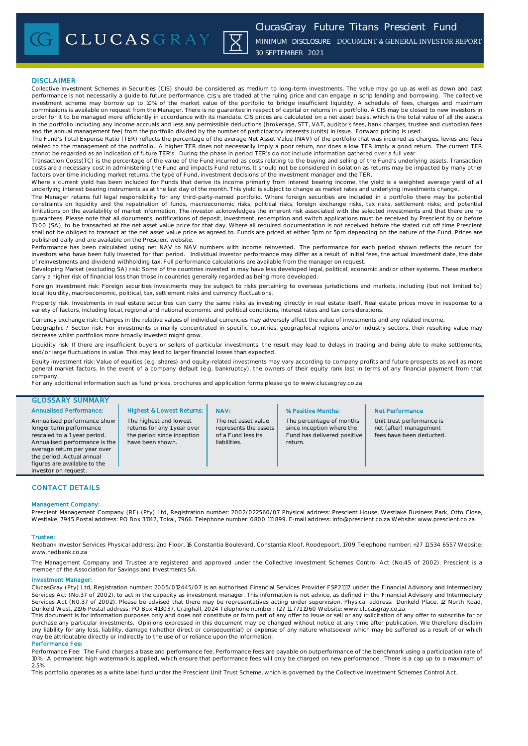# ClucasGray Future Titans Prescient Fund

MINIMUM DISCLOSURE DOCUMENT & GENERAL INVESTOR REPORT

30 SEPTEMBER 2021

## DISCLAIMER

Collective Investment Schemes in Securities (CIS) should be considered as medium to long-term investments. The value may go up as well as down and past performance is not necessarily a guide to future performance. CIS's are traded at the ruling price and can engage in scrip lending and borrowing. The collective investment scheme may borrow up to 10% of the market value of the portfolio to bridge insufficient liquidity. A schedule of fees, charges and maximum commissions is available on request from the Manager. There is no guarantee in respect of capital or returns in a portfolio. A CIS may be closed to new investors in order for it to be managed more efficiently in accordance with its mandate. CIS prices are calculated on a net asset basis, which is the total value of all the assets in the portfolio including any income accruals and less any permissible deductions (brokerage, STT, VAT, auditor's fees, bank charges, trustee and custodian fees and the annual management fee) from the portfolio divided by the number of participatory interests (units) in issue. Forward pricing is used.

The Fund's Total Expense Ratio (TER) reflects the percentage of the average Net Asset Value (NAV) of the portfolio that was incurred as charges, levies and fees related to the management of the portfolio. A higher TER does not necessarily imply a poor return, nor does a low TER imply a good return. The current TER cannot be regarded as an indication of future TER's. During the phase in period TER's do not include information gathered over a full year.

Transaction Costs(TC) is the percentage of the value of the Fund incurred as costs relating to the buying and selling of the Fund's underlying assets. Transaction costs are a necessary cost in administering the Fund and impacts Fund returns. It should not be considered in isolation as returns may be impacted by many other factors over time including market returns, the type of Fund, investment decisions of the investment manager and the TER.

Where a current yield has been included for Funds that derive its income primarily from interest bearing income, the yield is a weighted average yield of all underlying interest bearing instruments as at the last day of the month. This yield is subject to change as market rates and underlying investments change.

The Manager retains full legal responsibility for any third-party-named portfolio. Where foreign securities are included in a portfolio there may be potential constraints on liquidity and the repatriation of funds, macroeconomic risks, political risks, foreign exchange risks, tax risks, settlement risks; and potential limitations on the availability of market information. The investor acknowledges the inherent risk associated with the selected investments and that there are no guarantees. Please note that all documents, notifications of deposit, investment, redemption and switch applications must be received by Prescient by or before 13:00 (SA), to be transacted at the net asset value price for that day. Where all required documentation is not received before the stated cut off time Prescient shall not be obliged to transact at the net asset value price as agreed to. Funds are priced at either 3pm or 5pm depending on the nature of the Fund. Prices are published daily and are available on the Prescient website.

Performance has been calculated using net NAV to NAV numbers with income reinvested. The performance for each period shown reflects the return for investors who have been fully invested for that period. Individual investor performance may differ as a result of initial fees, the actual investment date, the date of reinvestments and dividend withholding tax. Full performance calculations are available from the manager on request.

Developing Market (excluding SA) risk: Some of the countries invested in may have less developed legal, political, economic and/or other systems. These markets carry a higher risk of financial loss than those in countries generally regarded as being more developed.

Foreign Investment risk: Foreign securities investments may be subject to risks pertaining to overseas jurisdictions and markets, including (but not limited to) local liquidity, macroeconomic, political, tax, settlement risks and currency fluctuations.

Property risk: Investments in real estate securities can carry the same risks as investing directly in real estate itself. Real estate prices move in response to a variety of factors, including local, regional and national economic and political conditions, interest rates and tax considerations.

Currency exchange risk: Changes in the relative values of individual currencies may adversely affect the value of investments and any related income.

Geographic / Sector risk: For investments primarily concentrated in specific countries, geographical regions and/or industry sectors, their resulting value may decrease whilst portfolios more broadly invested might grow.

Liquidity risk: If there are insufficient buyers or sellers of particular investments, the result may lead to delays in trading and being able to make settlements, and/or large fluctuations in value. This may lead to larger financial losses than expected.

Equity investment risk: Value of equities (e.g. shares) and equity-related investments may vary according to company profits and future prospects as well as more general market factors. In the event of a company default (e.g. bankruptcy), the owners of their equity rank last in terms of any financial payment from that company.

For any additional information such as fund prices, brochures and application forms please go to www.clucasgray.co.za

## GLOSSARY SUMMARY

**Annualised Performance:** Annualised performance show longer term performance rescaled to a 1 year period. Annualised performance is the average return per year over the period. Actual annual figures are available to the investor on request.

**Highest & Lowest Returns:** The highest and lowest returns for any 1 year over the period since inception have been shown.

**NAV:** The net asset value represents the assets of a Fund less its liabilities.

**% Positive Months:** The percentage of months since inception where the Fund has delivered positive return.

**Net Performance:** Unit trust performance is net (after) management fees have been deducted.

## CONTACT DETAILS

### Management Company:

Prescient Management Company (RF) (Pty) Ltd, Registration number: 2002/022560/07 Physical address: Prescient House, Westlake Business Park, Otto Close, Westlake, 7945 Postal address: PO Box 31142, Tokai, 7966. Telephone number: 0800 111 899. E-mail address: info@prescient.co.za Website: www.prescient.co.za

### Trustee:

Nedbank Investor Services Physical address: 2nd Floor, 16 Constantia Boulevard, Constantia Kloof, Roodepoort, 1709 Telephone number: +27 11 534 6557 Website: www.nedbank.co.za

The Management Company and Trustee are registered and approved under the Collective Investment Schemes Control Act (No.45 of 2002). Prescient is a member of the Association for Savings and Investments SA.

### Investment Manager:

ClucasGray (Pty) Ltd, Registration number: 2005/012445/07 is an authorised Financial Services Provider FSP21117 under the Financial Advisory and Intermediary Services Act (No.37 of 2002), to act in the capacity as investment manager. This information is not advice, as defined in the Financial Advisory and Intermediary Services Act (NO.37 of 2002). Please be advised that there may be representatives acting under supervision. Physical address: Dunkeld Place, 12 North Road, Dunkeld West, 2196 Postal address: PO Box 413037, Craighall, 2024 Telephone number: +27 11 771 1960 Website: www.clucasgray.co.za

This document is for information purposes only and does not constitute or form part of any offer to issue or sell or any solicitation of any offer to subscribe for or purchase any particular investments. Opinions expressed in this document may be changed without notice at any time after publication. We therefore disclaim any liability for any loss, liability, damage (whether direct or consequential) or expense of any nature whatsoever which may be suffered as a result of or which may be attributable directly or indirectly to the use of or reliance upon the information.

### Performance Fee:

Performance Fee: The Fund charges a base and performance fee. Performance fees are payable on outperformance of the benchmark using a participation rate of 10%. A permanent high watermark is applied, which ensure that performance fees will only be charged on new performance. There is a cap up to a maximum of 2.5%.

This portfolio operates as a white label fund under the Prescient Unit Trust Scheme, which is governed by the Collective Investment Schemes Control Act.